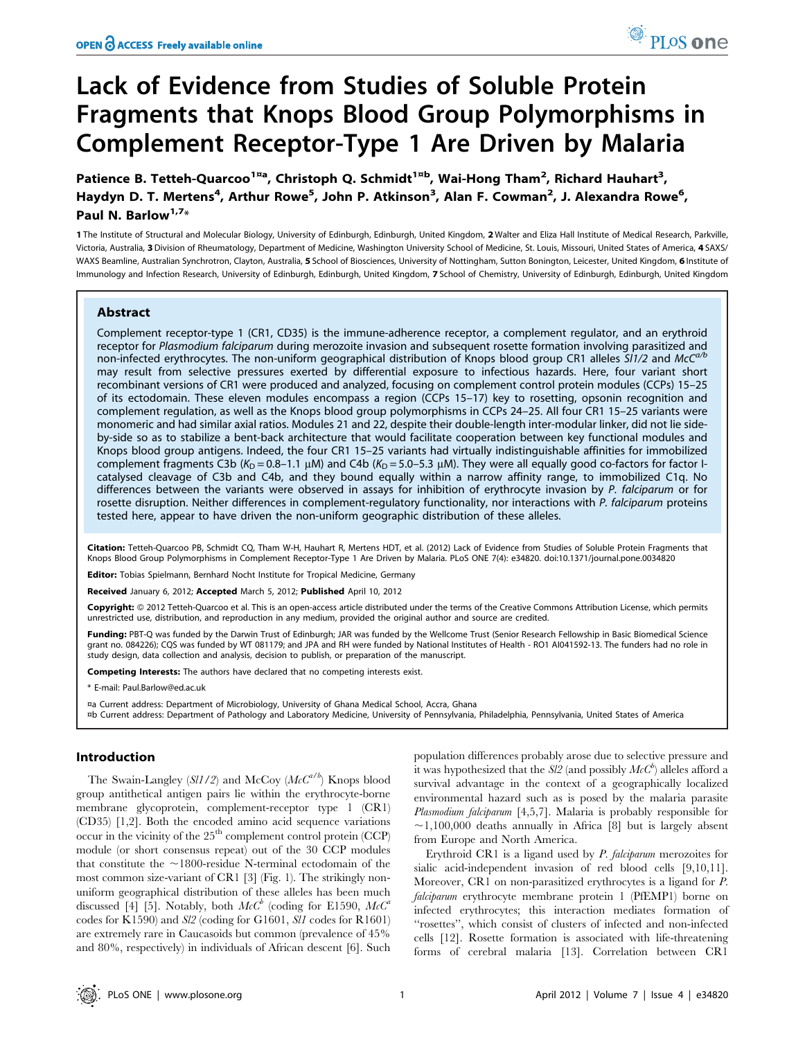# Lack of Evidence from Studies of Soluble Protein Fragments that Knops Blood Group Polymorphisms in Complement Receptor-Type 1 Are Driven by Malaria

Patience B. Tetteh-Quarcoo[1¤a], Christoph Q. Schmidt[1¤b], Wai-Hong Tham[2], Richard Hauhart[3], Haydyn D. T. Mertens[4], Arthur Rowe[5], John P. Atkinson[3], Alan F. Cowman[2], J. Alexandra Rowe[6], Paul N. Barlow[1,7]*

1 The Institute of Structural and Molecular Biology, University of Edinburgh, Edinburgh, United Kingdom, 2 Walter and Eliza Hall Institute of Medical Research, Parkville, Victoria, Australia, 3 Division of Rheumatology, Department of Medicine, Washington University School of Medicine, St. Louis, Missouri, United States of America, 4 SAXS/WAXS Beamline, Australian Synchrotron, Clayton, Australia, 5 School of Biosciences, University of Nottingham, Sutton Bonington, Leicester, United Kingdom, 6 Institute of Immunology and Infection Research, University of Edinburgh, Edinburgh, United Kingdom, 7 School of Chemistry, University of Edinburgh, Edinburgh, United Kingdom

## Abstract

Complement receptor-type 1 (CR1, CD35) is the immune-adherence receptor, a complement regulator, and an erythroid receptor for *Plasmodium falciparum* during merozoite invasion and subsequent rosette formation involving parasitized and non-infected erythrocytes. The non-uniform geographical distribution of Knops blood group CR1 alleles *Sl1/2* and *McC$^{a/b}$* may result from selective pressures exerted by differential exposure to infectious hazards. Here, four variant short recombinant versions of CR1 were produced and analyzed, focusing on complement control protein modules (CCPs) 15–25 of its ectodomain. These eleven modules encompass a region (CCPs 15–17) key to rosetting, opsonin recognition and complement regulation, as well as the Knops blood group polymorphisms in CCPs 24–25. All four CR1 15–25 variants were monomeric and had similar axial ratios. Modules 21 and 22, despite their double-length inter-modular linker, did not lie side-by-side so as to stabilize a bent-back architecture that would facilitate cooperation between key functional modules and Knops blood group antigens. Indeed, the four CR1 15–25 variants had virtually indistinguishable affinities for immobilized complement fragments C3b ($K_D$ = 0.8–1.1 μM) and C4b ($K_D$ = 5.0–5.3 μM). They were all equally good co-factors for factor I-catalysed cleavage of C3b and C4b, and they bound equally within a narrow affinity range, to immobilized C1q. No differences between the variants were observed in assays for inhibition of erythrocyte invasion by *P. falciparum* or for rosette disruption. Neither differences in complement-regulatory functionality, nor interactions with *P. falciparum* proteins tested here, appear to have driven the non-uniform geographic distribution of these alleles.

**Citation:** Tetteh-Quarcoo PB, Schmidt CQ, Tham W-H, Hauhart R, Mertens HDT, et al. (2012) Lack of Evidence from Studies of Soluble Protein Fragments that Knops Blood Group Polymorphisms in Complement Receptor-Type 1 Are Driven by Malaria. PLoS ONE 7(4): e34820. doi:10.1371/journal.pone.0034820

**Editor:** Tobias Spielmann, Bernhard Nocht Institute for Tropical Medicine, Germany

**Received** January 6, 2012; **Accepted** March 5, 2012; **Published** April 10, 2012

**Copyright:** © 2012 Tetteh-Quarcoo et al. This is an open-access article distributed under the terms of the Creative Commons Attribution License, which permits unrestricted use, distribution, and reproduction in any medium, provided the original author and source are credited.

**Funding:** PBT-Q was funded by the Darwin Trust of Edinburgh; JAR was funded by the Wellcome Trust (Senior Research Fellowship in Basic Biomedical Science grant no. 084226); CQS was funded by WT 081179; and JPA and RH were funded by National Institutes of Health - RO1 AI041592-13. The funders had no role in study design, data collection and analysis, decision to publish, or preparation of the manuscript.

**Competing Interests:** The authors have declared that no competing interests exist.

\* E-mail: Paul.Barlow@ed.ac.uk

¤a Current address: Department of Microbiology, University of Ghana Medical School, Accra, Ghana
¤b Current address: Department of Pathology and Laboratory Medicine, University of Pennsylvania, Philadelphia, Pennsylvania, United States of America

## Introduction

The Swain-Langley (*Sl1/2*) and McCoy (*McC$^{a/b}$*) Knops blood group antithetical antigen pairs lie within the erythrocyte-borne membrane glycoprotein, complement-receptor type 1 (CR1) (CD35) [1,2]. Both the encoded amino acid sequence variations occur in the vicinity of the 25$^{th}$ complement control protein (CCP) module (or short consensus repeat) out of the 30 CCP modules that constitute the ~1800-residue N-terminal ectodomain of the most common size-variant of CR1 [3] (Fig. 1). The strikingly non-uniform geographical distribution of these alleles has been much discussed [4] [5]. Notably, both *McC$^b$* (coding for E1590, *McC$^a$* codes for K1590) and *Sl2* (coding for G1601, *Sl1* codes for R1601) are extremely rare in Caucasoids but common (prevalence of 45% and 80%, respectively) in individuals of African descent [6]. Such population differences probably arose due to selective pressure and it was hypothesized that the *Sl2* (and possibly *McC$^b$*) alleles afford a survival advantage in the context of a geographically localized environmental hazard such as is posed by the malaria parasite *Plasmodium falciparum* [4,5,7]. Malaria is probably responsible for ~1,100,000 deaths annually in Africa [8] but is largely absent from Europe and North America.

Erythroid CR1 is a ligand used by *P. falciparum* merozoites for sialic acid-independent invasion of red blood cells [9,10,11]. Moreover, CR1 on non-parasitized erythrocytes is a ligand for *P. falciparum* erythrocyte membrane protein 1 (PfEMP1) borne on infected erythrocytes; this interaction mediates formation of "rosettes", which consist of clusters of infected and non-infected cells [12]. Rosette formation is associated with life-threatening forms of cerebral malaria [13]. Correlation between CR1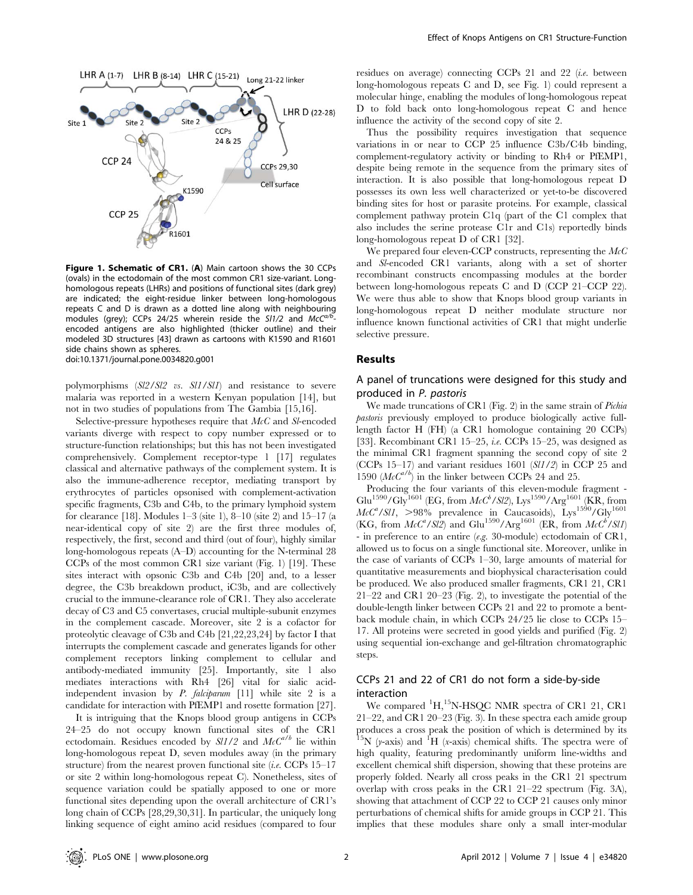**Figure 1. Schematic of CR1.** (**A**) Main cartoon shows the 30 CCPs (ovals) in the ectodomain of the most common CR1 size-variant. Long-homologous repeats (LHRs) and positions of functional sites (dark grey) are indicated; the eight-residue linker between long-homologous repeats C and D is drawn as a dotted line along with neighbouring modules (grey); CCPs 24/25 wherein reside the *Sl1/2* and *McC*$^{a/b}$-encoded antigens are also highlighted (thicker outline) and their modeled 3D structures [43] drawn as cartoons with K1590 and R1601 side chains shown as spheres.
doi:10.1371/journal.pone.0034820.g001

polymorphisms (*Sl2/Sl2 vs. Sl1/Sl1*) and resistance to severe malaria was reported in a western Kenyan population [14], but not in two studies of populations from The Gambia [15,16].

Selective-pressure hypotheses require that *McC* and *Sl*-encoded variants diverge with respect to copy number expressed or to structure-function relationships; but this has not been investigated comprehensively. Complement receptor-type 1 [17] regulates classical and alternative pathways of the complement system. It is also the immune-adherence receptor, mediating transport by erythrocytes of particles opsonised with complement-activation specific fragments, C3b and C4b, to the primary lymphoid system for clearance [18]. Modules 1–3 (site 1), 8–10 (site 2) and 15–17 (a near-identical copy of site 2) are the first three modules of, respectively, the first, second and third (out of four), highly similar long-homologous repeats (A–D) accounting for the N-terminal 28 CCPs of the most common CR1 size variant (Fig. 1) [19]. These sites interact with opsonic C3b and C4b [20] and, to a lesser degree, the C3b breakdown product, iC3b, and are collectively crucial to the immune-clearance role of CR1. They also accelerate decay of C3 and C5 convertases, crucial multiple-subunit enzymes in the complement cascade. Moreover, site 2 is a cofactor for proteolytic cleavage of C3b and C4b [21,22,23,24] by factor I that interrupts the complement cascade and generates ligands for other complement receptors linking complement to cellular and antibody-mediated immunity [25]. Importantly, site 1 also mediates interactions with Rh4 [26] vital for sialic acid-independent invasion by *P. falciparum* [11] while site 2 is a candidate for interaction with PfEMP1 and rosette formation [27].

It is intriguing that the Knops blood group antigens in CCPs 24–25 do not occupy known functional sites of the CR1 ectodomain. Residues encoded by *Sl1/2* and *McC*$^{a/b}$ lie within long-homologous repeat D, seven modules away (in the primary structure) from the nearest proven functional site (*i.e.* CCPs 15–17 or site 2 within long-homologous repeat C). Nonetheless, sites of sequence variation could be spatially apposed to one or more functional sites depending upon the overall architecture of CR1's long chain of CCPs [28,29,30,31]. In particular, the uniquely long linking sequence of eight amino acid residues (compared to four residues on average) connecting CCPs 21 and 22 (*i.e.* between long-homologous repeats C and D, see Fig. 1) could represent a molecular hinge, enabling the modules of long-homologous repeat D to fold back onto long-homologous repeat C and hence influence the activity of the second copy of site 2.

Thus the possibility requires investigation that sequence variations in or near to CCP 25 influence C3b/C4b binding, complement-regulatory activity or binding to Rh4 or PfEMP1, despite being remote in the sequence from the primary sites of interaction. It is also possible that long-homologous repeat D possesses its own less well characterized or yet-to-be discovered binding sites for host or parasite proteins. For example, classical complement pathway protein C1q (part of the C1 complex that also includes the serine protease C1r and C1s) reportedly binds long-homologous repeat D of CR1 [32].

We prepared four eleven-CCP constructs, representing the *McC* and *Sl*-encoded CR1 variants, along with a set of shorter recombinant constructs encompassing modules at the border between long-homologous repeats C and D (CCP 21–CCP 22). We were thus able to show that Knops blood group variants in long-homologous repeat D neither modulate structure nor influence known functional activities of CR1 that might underlie selective pressure.

## Results

### A panel of truncations were designed for this study and produced in *P. pastoris*

We made truncations of CR1 (Fig. 2) in the same strain of *Pichia pastoris* previously employed to produce biologically active full-length factor H (FH) (a CR1 homologue containing 20 CCPs) [33]. Recombinant CR1 15–25, *i.e.* CCPs 15–25, was designed as the minimal CR1 fragment spanning the second copy of site 2 (CCPs 15–17) and variant residues 1601 (*Sl1/2*) in CCP 25 and 1590 (*McC*$^{a/b}$) in the linker between CCPs 24 and 25.

Producing the four variants of this eleven-module fragment - Glu$^{1590}$/Gly$^{1601}$ (EG, from *McC*$^{b}$/*Sl2*), Lys$^{1590}$/Arg$^{1601}$ (KR, from *McC*$^{a}$/*Sl1*, >98% prevalence in Caucasoids), Lys$^{1590}$/Gly$^{1601}$ (KG, from *McC*$^{a}$/*Sl2*) and Glu$^{1590}$/Arg$^{1601}$ (ER, from *McC*$^{b}$/*Sl1*) - in preference to an entire (*e.g.* 30-module) ectodomain of CR1, allowed us to focus on a single functional site. Moreover, unlike in the case of variants of CCPs 1–30, large amounts of material for quantitative measurements and biophysical characterisation could be produced. We also produced smaller fragments, CR1 21, CR1 21–22 and CR1 20–23 (Fig. 2), to investigate the potential of the double-length linker between CCPs 21 and 22 to promote a bent-back module chain, in which CCPs 24/25 lie close to CCPs 15–17. All proteins were secreted in good yields and purified (Fig. 2) using sequential ion-exchange and gel-filtration chromatographic steps.

### CCPs 21 and 22 of CR1 do not form a side-by-side interaction

We compared $^{1}$H,$^{15}$N-HSQC NMR spectra of CR1 21, CR1 21–22, and CR1 20–23 (Fig. 3). In these spectra each amide group produces a cross peak the position of which is determined by its $^{15}$N (*y*-axis) and $^{1}$H (*x*-axis) chemical shifts. The spectra were of high quality, featuring predominantly uniform line-widths and excellent chemical shift dispersion, showing that these proteins are properly folded. Nearly all cross peaks in the CR1 21 spectrum overlap with cross peaks in the CR1 21–22 spectrum (Fig. 3A), showing that attachment of CCP 22 to CCP 21 causes only minor perturbations of chemical shifts for amide groups in CCP 21. This implies that these modules share only a small inter-modular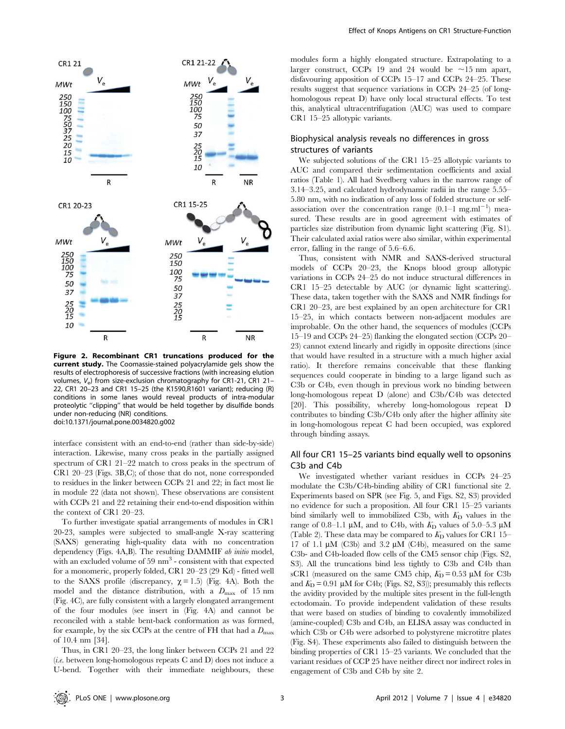**Figure 2. Recombinant CR1 truncations produced for the current study.** The Coomassie-stained polyacrylamide gels show the results of electrophoresis of successive fractions (with increasing elution volumes, $V_e$) from size-exclusion chromatography for CR1-21, CR1 21–22, CR1 20–23 and CR1 15–25 (the K1590,R1601 variant); reducing (R) conditions in some lanes would reveal products of intra-modular proteolytic "clipping" that would be held together by disulfide bonds under non-reducing (NR) conditions.
doi:10.1371/journal.pone.0034820.g002

interface consistent with an end-to-end (rather than side-by-side) interaction. Likewise, many cross peaks in the partially assigned spectrum of CR1 21–22 match to cross peaks in the spectrum of CR1 20–23 (Figs. 3B,C); of those that do not, none corresponded to residues in the linker between CCPs 21 and 22; in fact most lie in module 22 (data not shown). These observations are consistent with CCPs 21 and 22 retaining their end-to-end disposition within the context of CR1 20–23.

To further investigate spatial arrangements of modules in CR1 20-23, samples were subjected to small-angle X-ray scattering (SAXS) generating high-quality data with no concentration dependency (Figs. 4A,B). The resulting DAMMIF *ab initio* model, with an excluded volume of 59 $nm^3$ - consistent with that expected for a monomeric, properly folded, CR1 20–23 (29 Kd) - fitted well to the SAXS profile (discrepancy, $\chi = 1.5$) (Fig. 4A). Both the model and the distance distribution, with a $D_{max}$ of 15 nm (Fig. 4C), are fully consistent with a largely elongated arrangement of the four modules (see insert in (Fig. 4A) and cannot be reconciled with a stable bent-back conformation as was formed, for example, by the six CCPs at the centre of FH that had a $D_{max}$ of 10.4 nm [34].

Thus, in CR1 20–23, the long linker between CCPs 21 and 22 (*i.e.* between long-homologous repeats C and D) does not induce a U-bend. Together with their immediate neighbours, these modules form a highly elongated structure. Extrapolating to a larger construct, CCPs 19 and 24 would be ~15 nm apart, disfavouring apposition of CCPs 15–17 and CCPs 24–25. These results suggest that sequence variations in CCPs 24–25 (of long-homologous repeat D) have only local structural effects. To test this, analytical ultracentrifugation (AUC) was used to compare CR1 15–25 allotypic variants.

## Biophysical analysis reveals no differences in gross structures of variants

We subjected solutions of the CR1 15–25 allotypic variants to AUC and compared their sedimentation coefficients and axial ratios (Table 1). All had Svedberg values in the narrow range of 3.14–3.25, and calculated hydrodynamic radii in the range 5.55–5.80 nm, with no indication of any loss of folded structure or self-association over the concentration range (0.1–1 $mg.ml^{-1}$) measured. These results are in good agreement with estimates of particles size distribution from dynamic light scattering (Fig. S1). Their calculated axial ratios were also similar, within experimental error, falling in the range of 5.6–6.6.

Thus, consistent with NMR and SAXS-derived structural models of CCPs 20–23, the Knops blood group allotypic variations in CCPs 24–25 do not induce structural differences in CR1 15–25 detectable by AUC (or dynamic light scattering). These data, taken together with the SAXS and NMR findings for CR1 20–23, are best explained by an open architecture for CR1 15–25, in which contacts between non-adjacent modules are improbable. On the other hand, the sequences of modules (CCPs 15–19 and CCPs 24–25) flanking the elongated section (CCPs 20–23) cannot extend linearly and rigidly in opposite directions (since that would have resulted in a structure with a much higher axial ratio). It therefore remains conceivable that these flanking sequences could cooperate in binding to a large ligand such as C3b or C4b, even though in previous work no binding between long-homologous repeat D (alone) and C3b/C4b was detected [20]. This possibility, whereby long-homologous repeat D contributes to binding C3b/C4b only after the higher affinity site in long-homologous repeat C had been occupied, was explored through binding assays.

## All four CR1 15–25 variants bind equally well to opsonins C3b and C4b

We investigated whether variant residues in CCPs 24–25 modulate the C3b/C4b-binding ability of CR1 functional site 2. Experiments based on SPR (see Fig. 5, and Figs. S2, S3) provided no evidence for such a proposition. All four CR1 15–25 variants bind similarly well to immobilized C3b, with $K_D$ values in the range of 0.8–1.1 μM, and to C4b, with $K_D$ values of 5.0–5.3 μM (Table 2). These data may be compared to $K_D$ values for CR1 15–17 of 1.1 μM (C3b) and 3.2 μM (C4b), measured on the same C3b- and C4b-loaded flow cells of the CM5 sensor chip (Figs. S2, S3). All the truncations bind less tightly to C3b and C4b than sCR1 (measured on the same CM5 chip, $K_D = 0.53$ μM for C3b and $K_D = 0.91$ μM for C4b; (Figs. S2, S3)); presumably this reflects the avidity provided by the multiple sites present in the full-length ectodomain. To provide independent validation of these results that were based on studies of binding to covalently immobilized (amine-coupled) C3b and C4b, an ELISA assay was conducted in which C3b or C4b were adsorbed to polystyrene microtitre plates (Fig. S4). These experiments also failed to distinguish between the binding properties of CR1 15–25 variants. We concluded that the variant residues of CCP 25 have neither direct nor indirect roles in engagement of C3b and C4b by site 2.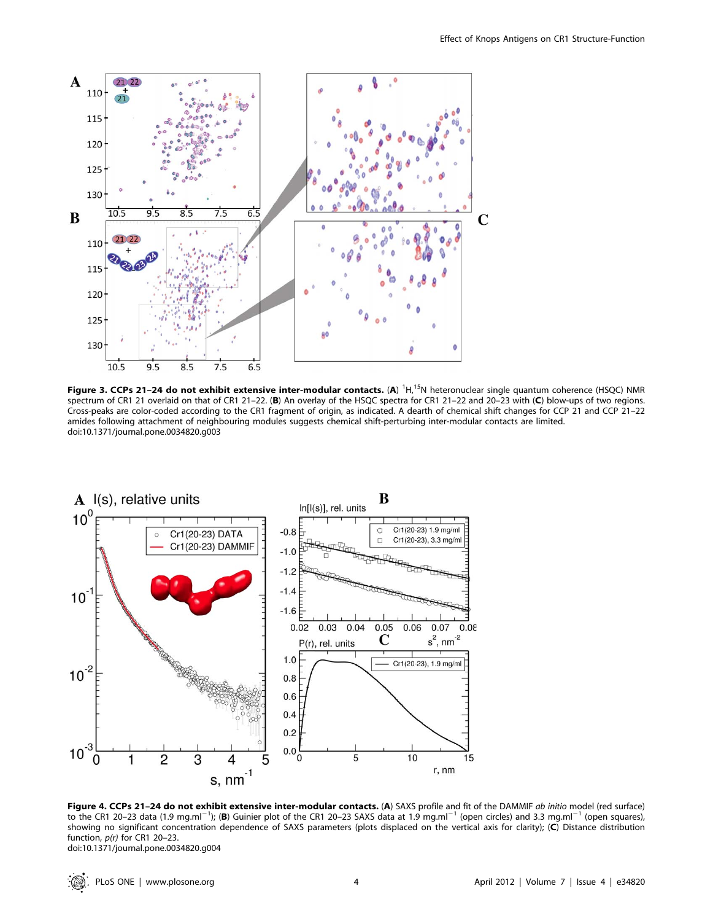**Figure 3. CCPs 21–24 do not exhibit extensive inter-modular contacts.** (**A**) $^{1}$H,$^{15}$N heteronuclear single quantum coherence (HSQC) NMR spectrum of CR1 21 overlaid on that of CR1 21–22. (**B**) An overlay of the HSQC spectra for CR1 21–22 and 20–23 with (**C**) blow-ups of two regions. Cross-peaks are color-coded according to the CR1 fragment of origin, as indicated. A dearth of chemical shift changes for CCP 21 and CCP 21–22 amides following attachment of neighbouring modules suggests chemical shift-perturbing inter-modular contacts are limited.
doi:10.1371/journal.pone.0034820.g003

**Figure 4. CCPs 21–24 do not exhibit extensive inter-modular contacts.** (**A**) SAXS profile and fit of the DAMMIF *ab initio* model (red surface) to the CR1 20–23 data (1.9 mg.ml$^{-1}$); (**B**) Guinier plot of the CR1 20–23 SAXS data at 1.9 mg.ml$^{-1}$ (open circles) and 3.3 mg.ml$^{-1}$ (open squares), showing no significant concentration dependence of SAXS parameters (plots displaced on the vertical axis for clarity); (**C**) Distance distribution function, *p(r)* for CR1 20–23.
doi:10.1371/journal.pone.0034820.g004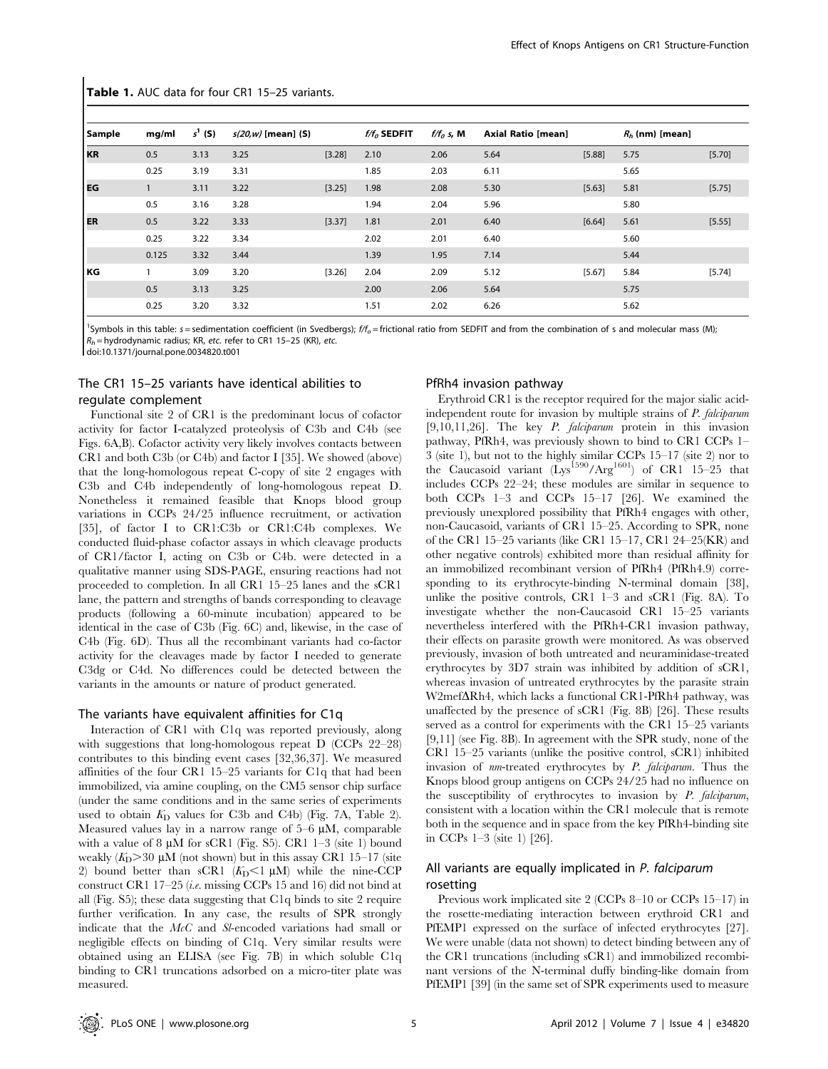**Table 1.** AUC data for four CR1 15–25 variants.

| Sample | mg/ml | $s^1$ (S) | $s(20,w)$ [mean] (S) | | $f/f_0$ SEDFIT | $f/f_0$ s, M | Axial Ratio [mean] | | $R_h$ (nm) [mean] | |
|---|---|---|---|---|---|---|---|---|---|---|
| **KR** | 0.5 | 3.13 | 3.25 | [3.28] | 2.10 | 2.06 | 5.64 | [5.88] | 5.75 | [5.70] |
| | 0.25 | 3.19 | 3.31 | | 1.85 | 2.03 | 6.11 | | 5.65 | |
| **EG** | 1 | 3.11 | 3.22 | [3.25] | 1.98 | 2.08 | 5.30 | [5.63] | 5.81 | [5.75] |
| | 0.5 | 3.16 | 3.28 | | 1.94 | 2.04 | 5.96 | | 5.80 | |
| **ER** | 0.5 | 3.22 | 3.33 | [3.37] | 1.81 | 2.01 | 6.40 | [6.64] | 5.61 | [5.55] |
| | 0.25 | 3.22 | 3.34 | | 2.02 | 2.01 | 6.40 | | 5.60 | |
| | 0.125 | 3.32 | 3.44 | | 1.39 | 1.95 | 7.14 | | 5.44 | |
| **KG** | 1 | 3.09 | 3.20 | [3.26] | 2.04 | 2.09 | 5.12 | [5.67] | 5.84 | [5.74] |
| | 0.5 | 3.13 | 3.25 | | 2.00 | 2.06 | 5.64 | | 5.75 | |
| | 0.25 | 3.20 | 3.32 | | 1.51 | 2.02 | 6.26 | | 5.62 | |

[1]Symbols in this table: s = sedimentation coefficient (in Svedbergs); $f/f_o$ = frictional ratio from SEDFIT and from the combination of s and molecular mass (M); $R_h$ = hydrodynamic radius; KR, etc. refer to CR1 15–25 (KR), etc.
doi:10.1371/journal.pone.0034820.t001

## The CR1 15–25 variants have identical abilities to regulate complement

Functional site 2 of CR1 is the predominant locus of cofactor activity for factor I-catalyzed proteolysis of C3b and C4b (see Figs. 6A,B). Cofactor activity very likely involves contacts between CR1 and both C3b (or C4b) and factor I [35]. We showed (above) that the long-homologous repeat C-copy of site 2 engages with C3b and C4b independently of long-homologous repeat D. Nonetheless it remained feasible that Knops blood group variations in CCPs 24/25 influence recruitment, or activation [35], of factor I to CR1:C3b or CR1:C4b complexes. We conducted fluid-phase cofactor assays in which cleavage products of CR1/factor I, acting on C3b or C4b. were detected in a qualitative manner using SDS-PAGE, ensuring reactions had not proceeded to completion. In all CR1 15–25 lanes and the sCR1 lane, the pattern and strengths of bands corresponding to cleavage products (following a 60-minute incubation) appeared to be identical in the case of C3b (Fig. 6C) and, likewise, in the case of C4b (Fig. 6D). Thus all the recombinant variants had co-factor activity for the cleavages made by factor I needed to generate C3dg or C4d. No differences could be detected between the variants in the amounts or nature of product generated.

## The variants have equivalent affinities for C1q

Interaction of CR1 with C1q was reported previously, along with suggestions that long-homologous repeat D (CCPs 22–28) contributes to this binding event cases [32,36,37]. We measured affinities of the four CR1 15–25 variants for C1q that had been immobilized, via amine coupling, on the CM5 sensor chip surface (under the same conditions and in the same series of experiments used to obtain $K_D$ values for C3b and C4b) (Fig. 7A, Table 2). Measured values lay in a narrow range of 5–6 μM, comparable with a value of 8 μM for sCR1 (Fig. S5). CR1 1–3 (site 1) bound weakly ($K_D$>30 μM (not shown) but in this assay CR1 15–17 (site 2) bound better than sCR1 ($K_D$<1 μM) while the nine-CCP construct CR1 17–25 (*i.e.* missing CCPs 15 and 16) did not bind at all (Fig. S5); these data suggesting that C1q binds to site 2 require further verification. In any case, the results of SPR strongly indicate that the *McC* and *Sl*-encoded variations had small or negligible effects on binding of C1q. Very similar results were obtained using an ELISA (see Fig. 7B) in which soluble C1q binding to CR1 truncations adsorbed on a micro-titer plate was measured.

## PfRh4 invasion pathway

Erythroid CR1 is the receptor required for the major sialic acid-independent route for invasion by multiple strains of *P. falciparum* [9,10,11,26]. The key *P. falciparum* protein in this invasion pathway, PfRh4, was previously shown to bind to CR1 CCPs 1–3 (site 1), but not to the highly similar CCPs 15–17 (site 2) nor to the Caucasoid variant (Lys[1590]/Arg[1601]) of CR1 15–25 that includes CCPs 22–24; these modules are similar in sequence to both CCPs 1–3 and CCPs 15–17 [26]. We examined the previously unexplored possibility that PfRh4 engages with other, non-Caucasoid, variants of CR1 15–25. According to SPR, none of the CR1 15–25 variants (like CR1 15–17, CR1 24–25(KR) and other negative controls) exhibited more than residual affinity for an immobilized recombinant version of PfRh4 (PfRh4.9) corresponding to its erythrocyte-binding N-terminal domain [38], unlike the positive controls, CR1 1–3 and sCR1 (Fig. 8A). To investigate whether the non-Caucasoid CR1 15–25 variants nevertheless interfered with the PfRh4-CR1 invasion pathway, their effects on parasite growth were monitored. As was observed previously, invasion of both untreated and neuraminidase-treated erythrocytes by 3D7 strain was inhibited by addition of sCR1, whereas invasion of untreated erythrocytes by the parasite strain W2mefΔRh4, which lacks a functional CR1-PfRh4 pathway, was unaffected by the presence of sCR1 (Fig. 8B) [26]. These results served as a control for experiments with the CR1 15–25 variants [9,11] (see Fig. 8B). In agreement with the SPR study, none of the CR1 15–25 variants (unlike the positive control, sCR1) inhibited invasion of *nm*-treated erythrocytes by *P. falciparum*. Thus the Knops blood group antigens on CCPs 24/25 had no influence on the susceptibility of erythrocytes to invasion by *P. falciparum*, consistent with a location within the CR1 molecule that is remote both in the sequence and in space from the key PfRh4-binding site in CCPs 1–3 (site 1) [26].

## All variants are equally implicated in *P. falciparum* rosetting

Previous work implicated site 2 (CCPs 8–10 or CCPs 15–17) in the rosette-mediating interaction between erythroid CR1 and PfEMP1 expressed on the surface of infected erythrocytes [27]. We were unable (data not shown) to detect binding between any of the CR1 truncations (including sCR1) and immobilized recombinant versions of the N-terminal duffy binding-like domain from PfEMP1 [39] (in the same set of SPR experiments used to measure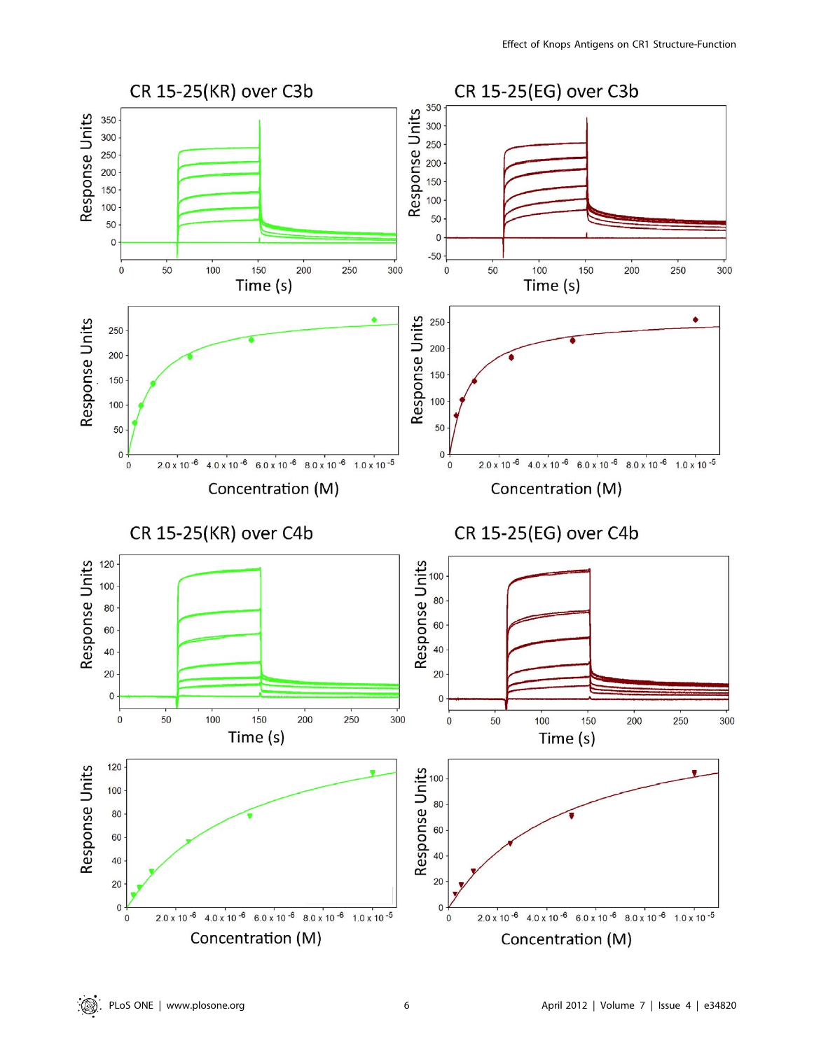CR 15-25(KR) over C3b

CR 15-25(EG) over C3b

CR 15-25(KR) over C4b

CR 15-25(EG) over C4b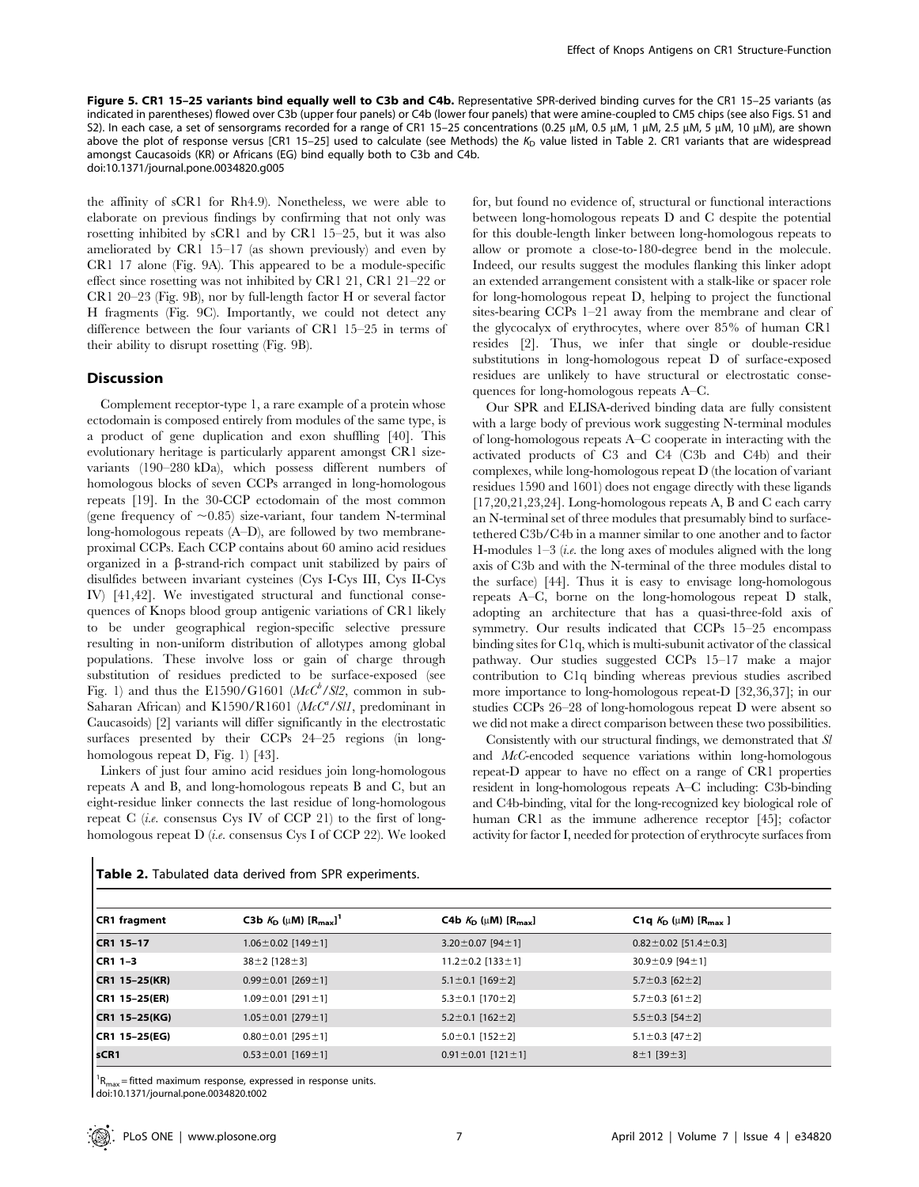**Figure 5. CR1 15–25 variants bind equally well to C3b and C4b.** Representative SPR-derived binding curves for the CR1 15–25 variants (as indicated in parentheses) flowed over C3b (upper four panels) or C4b (lower four panels) that were amine-coupled to CM5 chips (see also Figs. S1 and S2). In each case, a set of sensorgrams recorded for a range of CR1 15–25 concentrations (0.25 μM, 0.5 μM, 1 μM, 2.5 μM, 5 μM, 10 μM), are shown above the plot of response versus [CR1 15–25] used to calculate (see Methods) the $K_D$ value listed in Table 2. CR1 variants that are widespread amongst Caucasoids (KR) or Africans (EG) bind equally both to C3b and C4b.
doi:10.1371/journal.pone.0034820.g005

the affinity of sCR1 for Rh4.9). Nonetheless, we were able to elaborate on previous findings by confirming that not only was rosetting inhibited by sCR1 and by CR1 15–25, but it was also ameliorated by CR1 15–17 (as shown previously) and even by CR1 17 alone (Fig. 9A). This appeared to be a module-specific effect since rosetting was not inhibited by CR1 21, CR1 21–22 or CR1 20–23 (Fig. 9B), nor by full-length factor H or several factor H fragments (Fig. 9C). Importantly, we could not detect any difference between the four variants of CR1 15–25 in terms of their ability to disrupt rosetting (Fig. 9B).

## Discussion

Complement receptor-type 1, a rare example of a protein whose ectodomain is composed entirely from modules of the same type, is a product of gene duplication and exon shuffling [40]. This evolutionary heritage is particularly apparent amongst CR1 size-variants (190–280 kDa), which possess different numbers of homologous blocks of seven CCPs arranged in long-homologous repeats [19]. In the 30-CCP ectodomain of the most common (gene frequency of ~0.85) size-variant, four tandem N-terminal long-homologous repeats (A–D), are followed by two membrane-proximal CCPs. Each CCP contains about 60 amino acid residues organized in a β-strand-rich compact unit stabilized by pairs of disulfides between invariant cysteines (Cys I-Cys III, Cys II-Cys IV) [41,42]. We investigated structural and functional consequences of Knops blood group antigenic variations of CR1 likely to be under geographical region-specific selective pressure resulting in non-uniform distribution of allotypes among global populations. These involve loss or gain of charge through substitution of residues predicted to be surface-exposed (see Fig. 1) and thus the E1590/G1601 (*McC*$^b$/*Sl2*, common in sub-Saharan African) and K1590/R1601 (*McC*$^a$/*Sl1*, predominant in Caucasoids) [2] variants will differ significantly in the electrostatic surfaces presented by their CCPs 24–25 regions (in long-homologous repeat D, Fig. 1) [43].

Linkers of just four amino acid residues join long-homologous repeats A and B, and long-homologous repeats B and C, but an eight-residue linker connects the last residue of long-homologous repeat C (*i.e.* consensus Cys IV of CCP 21) to the first of long-homologous repeat D (*i.e.* consensus Cys I of CCP 22). We looked for, but found no evidence of, structural or functional interactions between long-homologous repeats D and C despite the potential for this double-length linker between long-homologous repeats to allow or promote a close-to-180-degree bend in the molecule. Indeed, our results suggest the modules flanking this linker adopt an extended arrangement consistent with a stalk-like or spacer role for long-homologous repeat D, helping to project the functional sites-bearing CCPs 1–21 away from the membrane and clear of the glycocalyx of erythrocytes, where over 85% of human CR1 resides [2]. Thus, we infer that single or double-residue substitutions in long-homologous repeat D of surface-exposed residues are unlikely to have structural or electrostatic consequences for long-homologous repeats A–C.

Our SPR and ELISA-derived binding data are fully consistent with a large body of previous work suggesting N-terminal modules of long-homologous repeats A–C cooperate in interacting with the activated products of C3 and C4 (C3b and C4b) and their complexes, while long-homologous repeat D (the location of variant residues 1590 and 1601) does not engage directly with these ligands [17,20,21,23,24]. Long-homologous repeats A, B and C each carry an N-terminal set of three modules that presumably bind to surface-tethered C3b/C4b in a manner similar to one another and to factor H-modules 1–3 (*i.e.* the long axes of modules aligned with the long axis of C3b and with the N-terminal of the three modules distal to the surface) [44]. Thus it is easy to envisage long-homologous repeats A–C, borne on the long-homologous repeat D stalk, adopting an architecture that has a quasi-three-fold axis of symmetry. Our results indicated that CCPs 15–25 encompass binding sites for C1q, which is multi-subunit activator of the classical pathway. Our studies suggested CCPs 15–17 make a major contribution to C1q binding whereas previous studies ascribed more importance to long-homologous repeat-D [32,36,37]; in our studies CCPs 26–28 of long-homologous repeat D were absent so we did not make a direct comparison between these two possibilities.

Consistently with our structural findings, we demonstrated that *Sl* and *McC*-encoded sequence variations within long-homologous repeat-D appear to have no effect on a range of CR1 properties resident in long-homologous repeats A–C including: C3b-binding and C4b-binding, vital for the long-recognized key biological role of human CR1 as the immune adherence receptor [45]; cofactor activity for factor I, needed for protection of erythrocyte surfaces from

**Table 2.** Tabulated data derived from SPR experiments.

| CR1 fragment | C3b $K_D$ (μM) [$R_{max}$][1] | C4b $K_D$ (μM) [$R_{max}$] | C1q $K_D$ (μM) [$R_{max}$ ] |
|---|---|---|---|
| CR1 15–17 | 1.06±0.02 [149±1] | 3.20±0.07 [94±1] | 0.82±0.02 [51.4±0.3] |
| CR1 1–3 | 38±2 [128±3] | 11.2±0.2 [133±1] | 30.9±0.9 [94±1] |
| CR1 15–25(KR) | 0.99±0.01 [269±1] | 5.1±0.1 [169±2] | 5.7±0.3 [62±2] |
| CR1 15–25(ER) | 1.09±0.01 [291±1] | 5.3±0.1 [170±2] | 5.7±0.3 [61±2] |
| CR1 15–25(KG) | 1.05±0.01 [279±1] | 5.2±0.1 [162±2] | 5.5±0.3 [54±2] |
| CR1 15–25(EG) | 0.80±0.01 [295±1] | 5.0±0.1 [152±2] | 5.1±0.3 [47±2] |
| sCR1 | 0.53±0.01 [169±1] | 0.91±0.01 [121±1] | 8±1 [39±3] |

[1]$R_{max}$ = fitted maximum response, expressed in response units.
doi:10.1371/journal.pone.0034820.t002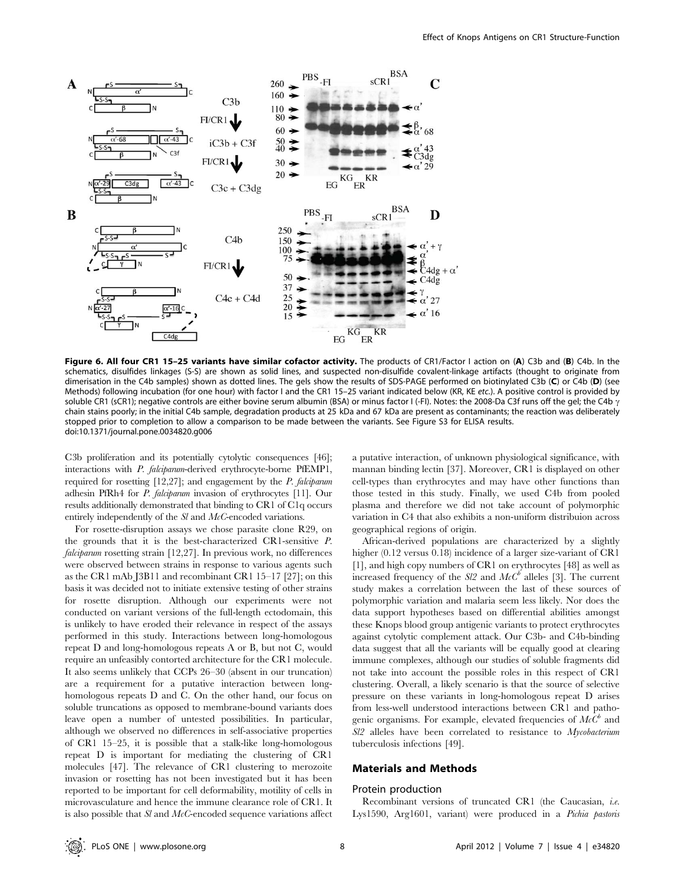**Figure 6. All four CR1 15–25 variants have similar cofactor activity.** The products of CR1/Factor I action on (**A**) C3b and (**B**) C4b. In the schematics, disulfides linkages (S-S) are shown as solid lines, and suspected non-disulfide covalent-linkage artifacts (thought to originate from dimerisation in the C4b samples) shown as dotted lines. The gels show the results of SDS-PAGE performed on biotinylated C3b (**C**) or C4b (**D**) (see Methods) following incubation (for one hour) with factor I and the CR1 15–25 variant indicated below (KR, KE *etc.*). A positive control is provided by soluble CR1 (sCR1); negative controls are either bovine serum albumin (BSA) or minus factor I (-FI). Notes: the 2008-Da C3f runs off the gel; the C4b γ chain stains poorly; in the initial C4b sample, degradation products at 25 kDa and 67 kDa are present as contaminants; the reaction was deliberately stopped prior to completion to allow a comparison to be made between the variants. See Figure S3 for ELISA results.
doi:10.1371/journal.pone.0034820.g006

C3b proliferation and its potentially cytolytic consequences [46]; interactions with *P. falciparum*-derived erythrocyte-borne PfEMP1, required for rosetting [12,27]; and engagement by the *P. falciparum* adhesin PfRh4 for *P. falciparum* invasion of erythrocytes [11]. Our results additionally demonstrated that binding to CR1 of C1q occurs entirely independently of the *Sl* and *McC*-encoded variations.

For rosette-disruption assays we chose parasite clone R29, on the grounds that it is the best-characterized CR1-sensitive *P. falciparum* rosetting strain [12,27]. In previous work, no differences were observed between strains in response to various agents such as the CR1 mAb J3B11 and recombinant CR1 15–17 [27]; on this basis it was decided not to initiate extensive testing of other strains for rosette disruption. Although our experiments were not conducted on variant versions of the full-length ectodomain, this is unlikely to have eroded their relevance in respect of the assays performed in this study. Interactions between long-homologous repeat D and long-homologous repeats A or B, but not C, would require an unfeasibly contorted architecture for the CR1 molecule. It also seems unlikely that CCPs 26–30 (absent in our truncation) are a requirement for a putative interaction between long-homologous repeats D and C. On the other hand, our focus on soluble truncations as opposed to membrane-bound variants does leave open a number of untested possibilities. In particular, although we observed no differences in self-associative properties of CR1 15–25, it is possible that a stalk-like long-homologous repeat D is important for mediating the clustering of CR1 molecules [47]. The relevance of CR1 clustering to merozoite invasion or rosetting has not been investigated but it has been reported to be important for cell deformability, motility of cells in microvasculature and hence the immune clearance role of CR1. It is also possible that *Sl* and *McC*-encoded sequence variations affect a putative interaction, of unknown physiological significance, with mannan binding lectin [37]. Moreover, CR1 is displayed on other cell-types than erythrocytes and may have other functions than those tested in this study. Finally, we used C4b from pooled plasma and therefore we did not take account of polymorphic variation in C4 that also exhibits a non-uniform distribuion across geographical regions of origin.

African-derived populations are characterized by a slightly higher (0.12 versus 0.18) incidence of a larger size-variant of CR1 [1], and high copy numbers of CR1 on erythrocytes [48] as well as increased frequency of the *Sl2* and *McC[b]* alleles [3]. The current study makes a correlation between the last of these sources of polymorphic variation and malaria seem less likely. Nor does the data support hypotheses based on differential abilities amongst these Knops blood group antigenic variants to protect erythrocytes against cytolytic complement attack. Our C3b- and C4b-binding data suggest that all the variants will be equally good at clearing immune complexes, although our studies of soluble fragments did not take into account the possible roles in this respect of CR1 clustering. Overall, a likely scenario is that the source of selective pressure on these variants in long-homologous repeat D arises from less-well understood interactions between CR1 and pathogenic organisms. For example, elevated frequencies of *McC[b]* and *Sl2* alleles have been correlated to resistance to *Mycobacterium* tuberculosis infections [49].

## Materials and Methods

### Protein production

Recombinant versions of truncated CR1 (the Caucasian, *i.e.* Lys1590, Arg1601, variant) were produced in a *Pichia pastoris*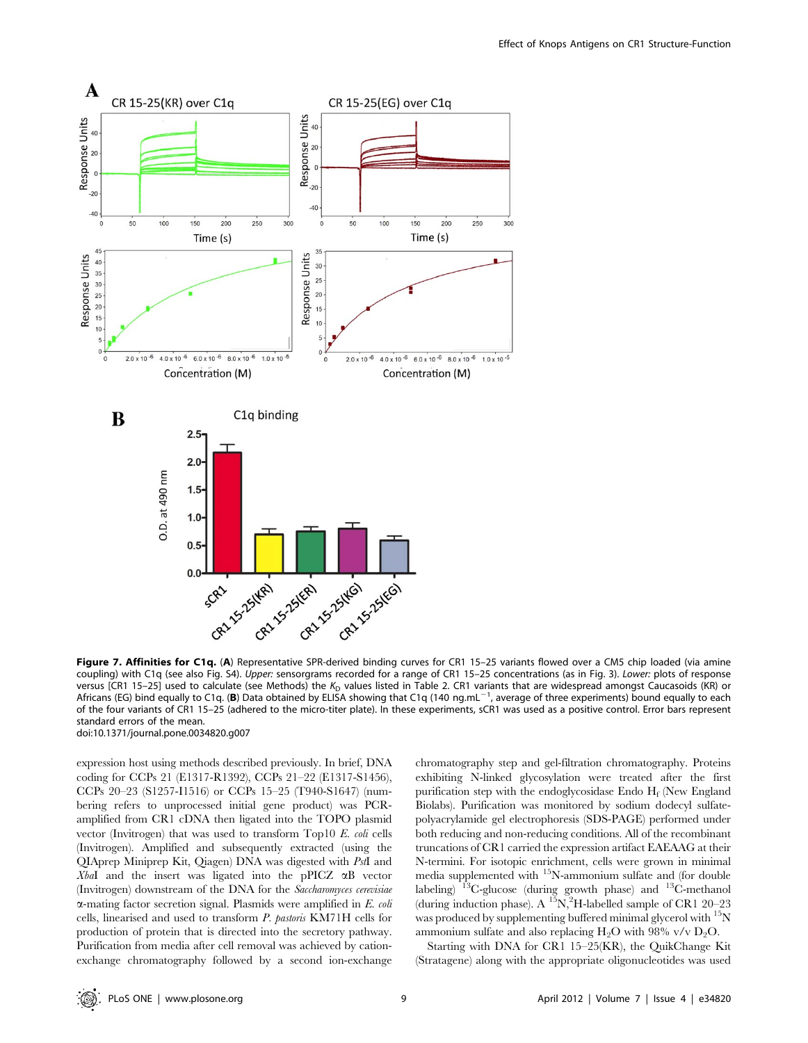**Figure 7. Affinities for C1q.** (**A**) Representative SPR-derived binding curves for CR1 15–25 variants flowed over a CM5 chip loaded (via amine coupling) with C1q (see also Fig. S4). *Upper:* sensorgrams recorded for a range of CR1 15–25 concentrations (as in Fig. 3). *Lower:* plots of response versus [CR1 15–25] used to calculate (see Methods) the $K_D$ values listed in Table 2. CR1 variants that are widespread amongst Caucasoids (KR) or Africans (EG) bind equally to C1q. (**B**) Data obtained by ELISA showing that C1q (140 ng.mL$^{-1}$, average of three experiments) bound equally to each of the four variants of CR1 15–25 (adhered to the micro-titer plate). In these experiments, sCR1 was used as a positive control. Error bars represent standard errors of the mean.
doi:10.1371/journal.pone.0034820.g007

expression host using methods described previously. In brief, DNA coding for CCPs 21 (E1317-R1392), CCPs 21–22 (E1317-S1456), CCPs 20–23 (S1257-I1516) or CCPs 15–25 (T940-S1647) (numbering refers to unprocessed initial gene product) was PCR-amplified from CR1 cDNA then ligated into the TOPO plasmid vector (Invitrogen) that was used to transform Top10 *E. coli* cells (Invitrogen). Amplified and subsequently extracted (using the QIAprep Miniprep Kit, Qiagen) DNA was digested with *Pst*I and *Xba*I and the insert was ligated into the pPICZ αB vector (Invitrogen) downstream of the DNA for the *Saccharomyces cerevisiae* α-mating factor secretion signal. Plasmids were amplified in *E. coli* cells, linearised and used to transform *P. pastoris* KM71H cells for production of protein that is directed into the secretory pathway. Purification from media after cell removal was achieved by cation-exchange chromatography followed by a second ion-exchange chromatography step and gel-filtration chromatography. Proteins exhibiting N-linked glycosylation were treated after the first purification step with the endoglycosidase Endo $H_f$ (New England Biolabs). Purification was monitored by sodium dodecyl sulfate-polyacrylamide gel electrophoresis (SDS-PAGE) performed under both reducing and non-reducing conditions. All of the recombinant truncations of CR1 carried the expression artifact EAEAAG at their N-termini. For isotopic enrichment, cells were grown in minimal media supplemented with $^{15}$N-ammonium sulfate and (for double labeling) $^{13}$C-glucose (during growth phase) and $^{13}$C-methanol (during induction phase). A $^{15}$N,$^{2}$H-labelled sample of CR1 20–23 was produced by supplementing buffered minimal glycerol with $^{15}$N ammonium sulfate and also replacing $H_2O$ with 98% v/v $D_2O$.

Starting with DNA for CR1 15–25(KR), the QuikChange Kit (Stratagene) along with the appropriate oligonucleotides was used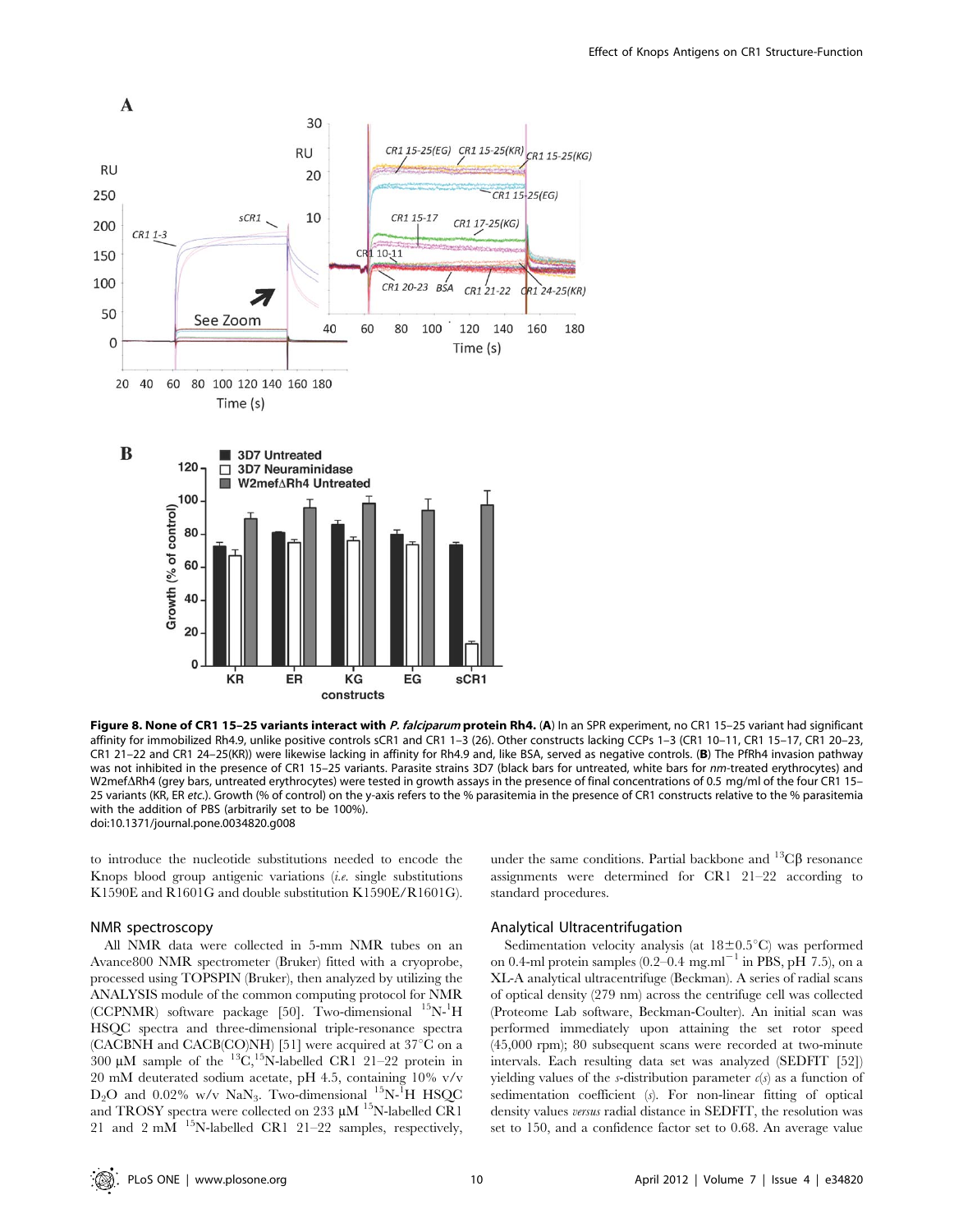**Figure 8. None of CR1 15–25 variants interact with *P. falciparum* protein Rh4.** (**A**) In an SPR experiment, no CR1 15–25 variant had significant affinity for immobilized Rh4.9, unlike positive controls sCR1 and CR1 1–3 (26). Other constructs lacking CCPs 1–3 (CR1 10–11, CR1 15–17, CR1 20–23, CR1 21–22 and CR1 24–25(KR)) were likewise lacking in affinity for Rh4.9 and, like BSA, served as negative controls. (**B**) The PfRh4 invasion pathway was not inhibited in the presence of CR1 15–25 variants. Parasite strains 3D7 (black bars for untreated, white bars for *nm*-treated erythrocytes) and W2mefΔRh4 (grey bars, untreated erythrocytes) were tested in growth assays in the presence of final concentrations of 0.5 mg/ml of the four CR1 15–25 variants (KR, ER *etc.*). Growth (% of control) on the y-axis refers to the % parasitemia in the presence of CR1 constructs relative to the % parasitemia with the addition of PBS (arbitrarily set to be 100%).
doi:10.1371/journal.pone.0034820.g008

to introduce the nucleotide substitutions needed to encode the Knops blood group antigenic variations (*i.e.* single substitutions K1590E and R1601G and double substitution K1590E/R1601G).

## NMR spectroscopy

All NMR data were collected in 5-mm NMR tubes on an Avance800 NMR spectrometer (Bruker) fitted with a cryoprobe, processed using TOPSPIN (Bruker), then analyzed by utilizing the ANALYSIS module of the common computing protocol for NMR (CCPNMR) software package [50]. Two-dimensional $^{15}$N-$^{1}$H HSQC spectra and three-dimensional triple-resonance spectra (CACBNH and CACB(CO)NH) [51] were acquired at 37°C on a 300 μM sample of the $^{13}$C,$^{15}$N-labelled CR1 21–22 protein in 20 mM deuterated sodium acetate, pH 4.5, containing 10% v/v $D_2O$ and 0.02% w/v $NaN_3$. Two-dimensional $^{15}$N-$^{1}$H HSQC and TROSY spectra were collected on 233 μM $^{15}$N-labelled CR1 21 and 2 mM $^{15}$N-labelled CR1 21–22 samples, respectively, under the same conditions. Partial backbone and $^{13}$Cβ resonance assignments were determined for CR1 21–22 according to standard procedures.

## Analytical Ultracentrifugation

Sedimentation velocity analysis (at 18±0.5°C) was performed on 0.4-ml protein samples (0.2–0.4 mg.ml$^{-1}$ in PBS, pH 7.5), on a XL-A analytical ultracentrifuge (Beckman). A series of radial scans of optical density (279 nm) across the centrifuge cell was collected (Proteome Lab software, Beckman-Coulter). An initial scan was performed immediately upon attaining the set rotor speed (45,000 rpm); 80 subsequent scans were recorded at two-minute intervals. Each resulting data set was analyzed (SEDFIT [52]) yielding values of the *s*-distribution parameter *c*(*s*) as a function of sedimentation coefficient (*s*). For non-linear fitting of optical density values *versus* radial distance in SEDFIT, the resolution was set to 150, and a confidence factor set to 0.68. An average value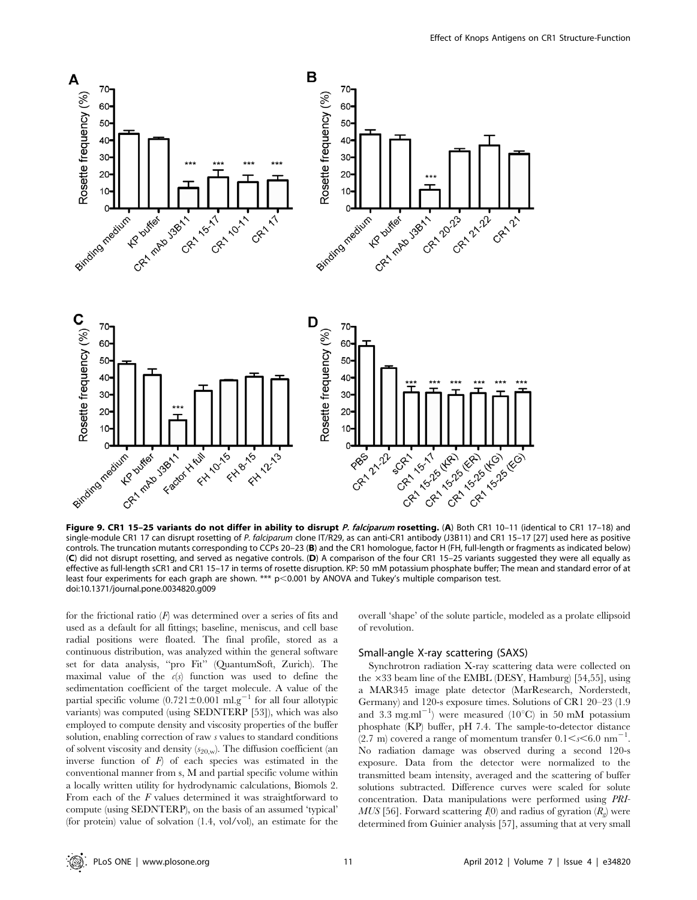**Figure 9. CR1 15–25 variants do not differ in ability to disrupt *P. falciparum* rosetting.** (**A**) Both CR1 10–11 (identical to CR1 17–18) and single-module CR1 17 can disrupt rosetting of *P. falciparum* clone IT/R29, as can anti-CR1 antibody (J3B11) and CR1 15–17 [27] used here as positive controls. The truncation mutants corresponding to CCPs 20–23 (**B**) and the CR1 homologue, factor H (FH, full-length or fragments as indicated below) (**C**) did not disrupt rosetting, and served as negative controls. (**D**) A comparison of the four CR1 15–25 variants suggested they were all equally as effective as full-length sCR1 and CR1 15–17 in terms of rosette disruption. KP: 50 mM potassium phosphate buffer; The mean and standard error of at least four experiments for each graph are shown. *** p<0.001 by ANOVA and Tukey's multiple comparison test.
doi:10.1371/journal.pone.0034820.g009

for the frictional ratio ($F$) was determined over a series of fits and used as a default for all fittings; baseline, meniscus, and cell base radial positions were floated. The final profile, stored as a continuous distribution, was analyzed within the general software set for data analysis, "pro Fit" (QuantumSoft, Zurich). The maximal value of the $c(s)$ function was used to define the sedimentation coefficient of the target molecule. A value of the partial specific volume ($0.721 \pm 0.001$ ml.g$^{-1}$ for all four allotypic variants) was computed (using SEDNTERP [53]), which was also employed to compute density and viscosity properties of the buffer solution, enabling correction of raw $s$ values to standard conditions of solvent viscosity and density ($s_{20,w}$). The diffusion coefficient (an inverse function of $F$) of each species was estimated in the conventional manner from s, M and partial specific volume within a locally written utility for hydrodynamic calculations, Biomols 2. From each of the $F$ values determined it was straightforward to compute (using SEDNTERP), on the basis of an assumed 'typical' (for protein) value of solvation (1.4, vol/vol), an estimate for the overall 'shape' of the solute particle, modeled as a prolate ellipsoid of revolution.

## Small-angle X-ray scattering (SAXS)

Synchrotron radiation X-ray scattering data were collected on the ×33 beam line of the EMBL (DESY, Hamburg) [54,55], using a MAR345 image plate detector (MarResearch, Norderstedt, Germany) and 120-s exposure times. Solutions of CR1 20–23 (1.9 and 3.3 mg.ml$^{-1}$) were measured (10°C) in 50 mM potassium phosphate (KP) buffer, pH 7.4. The sample-to-detector distance (2.7 m) covered a range of momentum transfer $0.1 < s < 6.0$ nm$^{-1}$. No radiation damage was observed during a second 120-s exposure. Data from the detector were normalized to the transmitted beam intensity, averaged and the scattering of buffer solutions subtracted. Difference curves were scaled for solute concentration. Data manipulations were performed using *PRIMUS* [56]. Forward scattering $I(0)$ and radius of gyration ($R_g$) were determined from Guinier analysis [57], assuming that at very small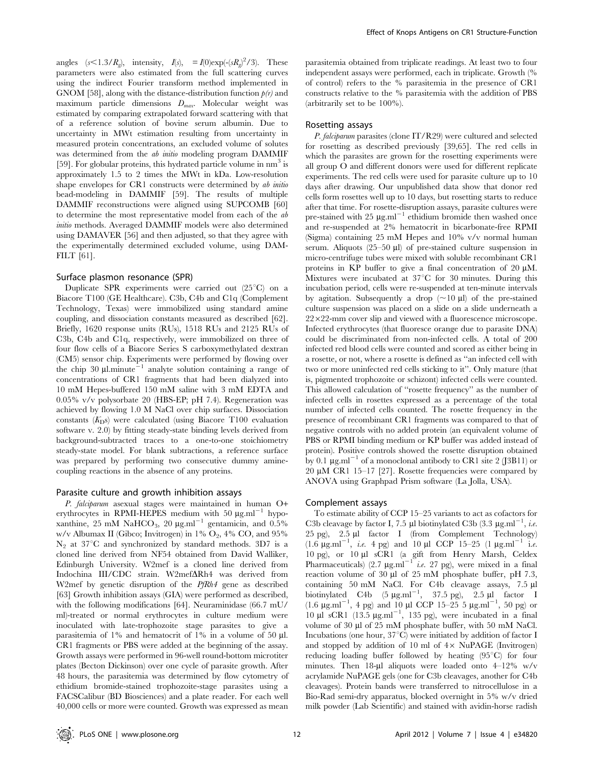angles ($s<1.3/R_g$), intensity, $I(s)$, $= I(0)\exp(-(sR_g)^2/3)$. These parameters were also estimated from the full scattering curves using the indirect Fourier transform method implemented in GNOM [58], along with the distance-distribution function $p(r)$ and maximum particle dimensions $D_{max}$. Molecular weight was estimated by comparing extrapolated forward scattering with that of a reference solution of bovine serum albumin. Due to uncertainty in MWt estimation resulting from uncertainty in measured protein concentrations, an excluded volume of solutes was determined from the *ab initio* modeling program DAMMIF [59]. For globular proteins, this hydrated particle volume in $nm^3$ is approximately 1.5 to 2 times the MWt in kDa. Low-resolution shape envelopes for CR1 constructs were determined by *ab initio* bead-modeling in DAMMIF [59]. The results of multiple DAMMIF reconstructions were aligned using SUPCOMB [60] to determine the most representative model from each of the *ab initio* methods. Averaged DAMMIF models were also determined using DAMAVER [56] and then adjusted, so that they agree with the experimentally determined excluded volume, using DAMFILT [61].

### Surface plasmon resonance (SPR)

Duplicate SPR experiments were carried out (25°C) on a Biacore T100 (GE Healthcare). C3b, C4b and C1q (Complement Technology, Texas) were immobilized using standard amine coupling, and dissociation constants measured as described [62]. Briefly, 1620 response units (RUs), 1518 RUs and 2125 RUs of C3b, C4b and C1q, respectively, were immobilized on three of four flow cells of a Biacore Series S carboxymethylated dextran (CM5) sensor chip. Experiments were performed by flowing over the chip 30 µl.minute$^{-1}$ analyte solution containing a range of concentrations of CR1 fragments that had been dialyzed into 10 mM Hepes-buffered 150 mM saline with 3 mM EDTA and 0.05% v/v polysorbate 20 (HBS-EP; pH 7.4). Regeneration was achieved by flowing 1.0 M NaCl over chip surfaces. Dissociation constants ($K_D$s) were calculated (using Biacore T100 evaluation software v. 2.0) by fitting steady-state binding levels derived from background-subtracted traces to a one-to-one stoichiometry steady-state model. For blank subtractions, a reference surface was prepared by performing two consecutive dummy amine-coupling reactions in the absence of any proteins.

### Parasite culture and growth inhibition assays

*P. falciparum* asexual stages were maintained in human O+ erythrocytes in RPMI-HEPES medium with 50 µg.ml$^{-1}$ hypoxanthine, 25 mM $NaHCO_3$, 20 µg.ml$^{-1}$ gentamicin, and 0.5% w/v Albumax II (Gibco; Invitrogen) in 1% $O_2$, 4% CO, and 95% $N_2$ at 37°C and synchronized by standard methods. 3D7 is a cloned line derived from NF54 obtained from David Walliker, Edinburgh University. W2mef is a cloned line derived from Indochina III/CDC strain. W2mefΔRh4 was derived from W2mef by genetic disruption of the *PfRh4* gene as described [63] Growth inhibition assays (GIA) were performed as described, with the following modifications [64]. Neuraminidase (66.7 mU/ml)-treated or normal erythrocytes in culture medium were inoculated with late-trophozoite stage parasites to give a parasitemia of 1% and hematocrit of 1% in a volume of 50 µl. CR1 fragments or PBS were added at the beginning of the assay. Growth assays were performed in 96-well round-bottom microtiter plates (Becton Dickinson) over one cycle of parasite growth. After 48 hours, the parasitemia was determined by flow cytometry of ethidium bromide-stained trophozoite-stage parasites using a FACSCalibur (BD Biosciences) and a plate reader. For each well 40,000 cells or more were counted. Growth was expressed as mean parasitemia obtained from triplicate readings. At least two to four independent assays were performed, each in triplicate. Growth (% of control) refers to the % parasitemia in the presence of CR1 constructs relative to the % parasitemia with the addition of PBS (arbitrarily set to be 100%).

### Rosetting assays

*P. falciparum* parasites (clone IT/R29) were cultured and selected for rosetting as described previously [39,65]. The red cells in which the parasites are grown for the rosetting experiments were all group O and different donors were used for different replicate experiments. The red cells were used for parasite culture up to 10 days after drawing. Our unpublished data show that donor red cells form rosettes well up to 10 days, but rosetting starts to reduce after that time. For rosette-disruption assays, parasite cultures were pre-stained with 25 µg.ml$^{-1}$ ethidium bromide then washed once and re-suspended at 2% hematocrit in bicarbonate-free RPMI (Sigma) containing 25 mM Hepes and 10% v/v normal human serum. Aliquots (25–50 µl) of pre-stained culture suspension in micro-centrifuge tubes were mixed with soluble recombinant CR1 proteins in KP buffer to give a final concentration of 20 µM. Mixtures were incubated at 37°C for 30 minutes. During this incubation period, cells were re-suspended at ten-minute intervals by agitation. Subsequently a drop (~10 µl) of the pre-stained culture suspension was placed on a slide on a slide underneath a 22×22-mm cover slip and viewed with a fluorescence microscope. Infected erythrocytes (that fluoresce orange due to parasite DNA) could be discriminated from non-infected cells. A total of 200 infected red blood cells were counted and scored as either being in a rosette, or not, where a rosette is defined as "an infected cell with two or more uninfected red cells sticking to it". Only mature (that is, pigmented trophozoite or schizont) infected cells were counted. This allowed calculation of "rosette frequency" as the number of infected cells in rosettes expressed as a percentage of the total number of infected cells counted. The rosette frequency in the presence of recombinant CR1 fragments was compared to that of negative controls with no added protein (an equivalent volume of PBS or RPMI binding medium or KP buffer was added instead of protein). Positive controls showed the rosette disruption obtained by 0.1 µg.ml$^{-1}$ of a monoclonal antibody to CR1 site 2 (J3B11) or 20 µM CR1 15–17 [27]. Rosette frequencies were compared by ANOVA using Graphpad Prism software (La Jolla, USA).

### Complement assays

To estimate ability of CCP 15–25 variants to act as cofactors for C3b cleavage by factor I, 7.5 µl biotinylated C3b (3.3 µg.ml$^{-1}$, *i.e.* 25 pg), 2.5 µl factor I (from Complement Technology) (1.6 µg.ml$^{-1}$, *i.e.* 4 pg) and 10 µl CCP 15–25 (1 µg.ml$^{-1}$ i.e. 10 pg), or 10 µl sCR1 (a gift from Henry Marsh, Celdex Pharmaceuticals) (2.7 µg.ml$^{-1}$ *i.e.* 27 pg), were mixed in a final reaction volume of 30 µl of 25 mM phosphate buffer, pH 7.3, containing 50 mM NaCl. For C4b cleavage assays, 7.5 µl biotinylated C4b (5 µg.ml$^{-1}$, 37.5 pg), 2.5 µl factor I (1.6 µg.ml$^{-1}$, 4 pg) and 10 µl CCP 15–25 5 µg.ml$^{-1}$, 50 pg) or 10 µl sCR1 (13.5 µg.ml$^{-1}$, 135 pg), were incubated in a final volume of 30 µl of 25 mM phosphate buffer, with 50 mM NaCl. Incubations (one hour, 37°C) were initiated by addition of factor I and stopped by addition of 10 ml of 4× NuPAGE (Invitrogen) reducing loading buffer followed by heating (95°C) for four minutes. Then 18-µl aliquots were loaded onto 4–12% w/v acrylamide NuPAGE gels (one for C3b cleavages, another for C4b cleavages). Protein bands were transferred to nitrocellulose in a Bio-Rad semi-dry apparatus, blocked overnight in 5% w/v dried milk powder (Lab Scientific) and stained with avidin-horse radish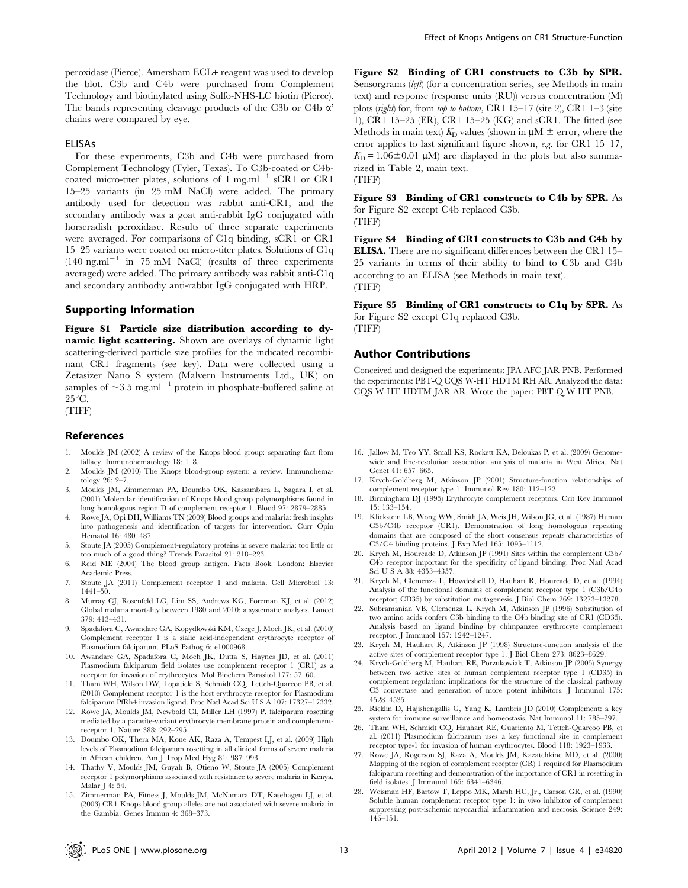peroxidase (Pierce). Amersham ECL+ reagent was used to develop the blot. C3b and C4b were purchased from Complement Technology and biotinylated using Sulfo-NHS-LC biotin (Pierce). The bands representing cleavage products of the C3b or C4b α' chains were compared by eye.

### ELISAs

For these experiments, C3b and C4b were purchased from Complement Technology (Tyler, Texas). To C3b-coated or C4b-coated micro-titer plates, solutions of 1 $mg.ml^{-1}$ sCR1 or CR1 15–25 variants (in 25 mM NaCl) were added. The primary antibody used for detection was rabbit anti-CR1, and the secondary antibody was a goat anti-rabbit IgG conjugated with horseradish peroxidase. Results of three separate experiments were averaged. For comparisons of C1q binding, sCR1 or CR1 15–25 variants were coated on micro-titer plates. Solutions of C1q (140 $ng.ml^{-1}$ in 75 mM NaCl) (results of three experiments averaged) were added. The primary antibody was rabbit anti-C1q and secondary antibodiy anti-rabbit IgG conjugated with HRP.

## Supporting Information

**Figure S1 Particle size distribution according to dynamic light scattering.** Shown are overlays of dynamic light scattering-derived particle size profiles for the indicated recombinant CR1 fragments (see key). Data were collected using a Zetasizer Nano S system (Malvern Instruments Ltd., UK) on samples of ~3.5 $mg.ml^{-1}$ protein in phosphate-buffered saline at 25°C.
(TIFF)

**Figure S2 Binding of CR1 constructs to C3b by SPR.** Sensorgrams (*left*) (for a concentration series, see Methods in main text) and response (response units (RU)) versus concentration (M) plots (*right*) for, from *top to bottom*, CR1 15–17 (site 2), CR1 1–3 (site 1), CR1 15–25 (ER), CR1 15–25 (KG) and sCR1. The fitted (see Methods in main text) $K_D$ values (shown in μM ± error, where the error applies to last significant figure shown, *e.g.* for CR1 15–17, $K_D$ = 1.06±0.01 μM) are displayed in the plots but also summarized in Table 2, main text.
(TIFF)

**Figure S3 Binding of CR1 constructs to C4b by SPR.** As for Figure S2 except C4b replaced C3b.
(TIFF)

**Figure S4 Binding of CR1 constructs to C3b and C4b by ELISA.** There are no significant differences between the CR1 15–25 variants in terms of their ability to bind to C3b and C4b according to an ELISA (see Methods in main text).
(TIFF)

**Figure S5 Binding of CR1 constructs to C1q by SPR.** As for Figure S2 except C1q replaced C3b.
(TIFF)

## Author Contributions

Conceived and designed the experiments: JPA AFC JAR PNB. Performed the experiments: PBT-Q CQS W-HT HDTM RH AR. Analyzed the data: CQS W-HT HDTM JAR AR. Wrote the paper: PBT-Q W-HT PNB.

## References

1. Moulds JM (2002) A review of the Knops blood group: separating fact from fallacy. Immunohematology 18: 1–8.
2. Moulds JM (2010) The Knops blood-group system: a review. Immunohematology 26: 2–7.
3. Moulds JM, Zimmerman PA, Doumbo OK, Kassambara L, Sagara I, et al. (2001) Molecular identification of Knops blood group polymorphisms found in long homologous region D of complement receptor 1. Blood 97: 2879–2885.
4. Rowe JA, Opi DH, Williams TN (2009) Blood groups and malaria: fresh insights into pathogenesis and identification of targets for intervention. Curr Opin Hematol 16: 480–487.
5. Stoute JA (2005) Complement-regulatory proteins in severe malaria: too little or too much of a good thing? Trends Parasitol 21: 218–223.
6. Reid ME (2004) The blood group antigen. Facts Book. London: Elsevier Academic Press.
7. Stoute JA (2011) Complement receptor 1 and malaria. Cell Microbiol 13: 1441–50.
8. Murray CJ, Rosenfeld LC, Lim SS, Andrews KG, Foreman KJ, et al. (2012) Global malaria mortality between 1980 and 2010: a systematic analysis. Lancet 379: 413–431.
9. Spadafora C, Awandare GA, Kopydlowski KM, Czege J, Moch JK, et al. (2010) Complement receptor 1 is a sialic acid-independent erythrocyte receptor of Plasmodium falciparum. PLoS Pathog 6: e1000968.
10. Awandare GA, Spadafora C, Moch JK, Dutta S, Haynes JD, et al. (2011) Plasmodium falciparum field isolates use complement receptor 1 (CR1) as a receptor for invasion of erythrocytes. Mol Biochem Parasitol 177: 57–60.
11. Tham WH, Wilson DW, Lopaticki S, Schmidt CQ, Tetteh-Quarcoo PB, et al. (2010) Complement receptor 1 is the host erythrocyte receptor for Plasmodium falciparum PfRh4 invasion ligand. Proc Natl Acad Sci U S A 107: 17327–17332.
12. Rowe JA, Moulds JM, Newbold CI, Miller LH (1997) P. falciparum rosetting mediated by a parasite-variant erythrocyte membrane protein and complement-receptor 1. Nature 388: 292–295.
13. Doumbo OK, Thera MA, Kone AK, Raza A, Tempest LJ, et al. (2009) High levels of Plasmodium falciparum rosetting in all clinical forms of severe malaria in African children. Am J Trop Med Hyg 81: 987–993.
14. Thathy V, Moulds JM, Guyah B, Otieno W, Stoute JA (2005) Complement receptor 1 polymorphisms associated with resistance to severe malaria in Kenya. Malar J 4: 54.
15. Zimmerman PA, Fitness J, Moulds JM, McNamara DT, Kasehagen LJ, et al. (2003) CR1 Knops blood group alleles are not associated with severe malaria in the Gambia. Genes Immun 4: 368–373.
16. Jallow M, Teo YY, Small KS, Rockett KA, Deloukas P, et al. (2009) Genome-wide and fine-resolution association analysis of malaria in West Africa. Nat Genet 41: 657–665.
17. Krych-Goldberg M, Atkinson JP (2001) Structure-function relationships of complement receptor type 1. Immunol Rev 180: 112–122.
18. Birmingham DJ (1995) Erythrocyte complement receptors. Crit Rev Immunol 15: 133–154.
19. Klickstein LB, Wong WW, Smith JA, Weis JH, Wilson JG, et al. (1987) Human C3b/C4b receptor (CR1). Demonstration of long homologous repeating domains that are composed of the short consensus repeats characteristics of C3/C4 binding proteins. J Exp Med 165: 1095–1112.
20. Krych M, Hourcade D, Atkinson JP (1991) Sites within the complement C3b/C4b receptor important for the specificity of ligand binding. Proc Natl Acad Sci U S A 88: 4353–4357.
21. Krych M, Clemenza L, Howdeshell D, Hauhart R, Hourcade D, et al. (1994) Analysis of the functional domains of complement receptor type 1 (C3b/C4b receptor; CD35) by substitution mutagenesis. J Biol Chem 269: 13273–13278.
22. Subramanian VB, Clemenza L, Krych M, Atkinson JP (1996) Substitution of two amino acids confers C3b binding to the C4b binding site of CR1 (CD35). Analysis based on ligand binding by chimpanzee erythrocyte complement receptor. J Immunol 157: 1242–1247.
23. Krych M, Hauhart R, Atkinson JP (1998) Structure-function analysis of the active sites of complement receptor type 1. J Biol Chem 273: 8623–8629.
24. Krych-Goldberg M, Hauhart RE, Porzukowiak T, Atkinson JP (2005) Synergy between two active sites of human complement receptor type 1 (CD35) in complement regulation: implications for the structure of the classical pathway C3 convertase and generation of more potent inhibitors. J Immunol 175: 4528–4535.
25. Ricklin D, Hajishengallis G, Yang K, Lambris JD (2010) Complement: a key system for immune surveillance and homeostasis. Nat Immunol 11: 785–797.
26. Tham WH, Schmidt CQ, Hauhart RE, Guariento M, Tetteh-Quarcoo PB, et al. (2011) Plasmodium falciparum uses a key functional site in complement receptor type-1 for invasion of human erythrocytes. Blood 118: 1923–1933.
27. Rowe JA, Rogerson SJ, Raza A, Moulds JM, Kazatchkine MD, et al. (2000) Mapping of the region of complement receptor (CR) 1 required for Plasmodium falciparum rosetting and demonstration of the importance of CR1 in rosetting in field isolates. J Immunol 165: 6341–6346.
28. Weisman HF, Bartow T, Leppo MK, Marsh HC, Jr., Carson GR, et al. (1990) Soluble human complement receptor type 1: in vivo inhibitor of complement suppressing post-ischemic myocardial inflammation and necrosis. Science 249: 146–151.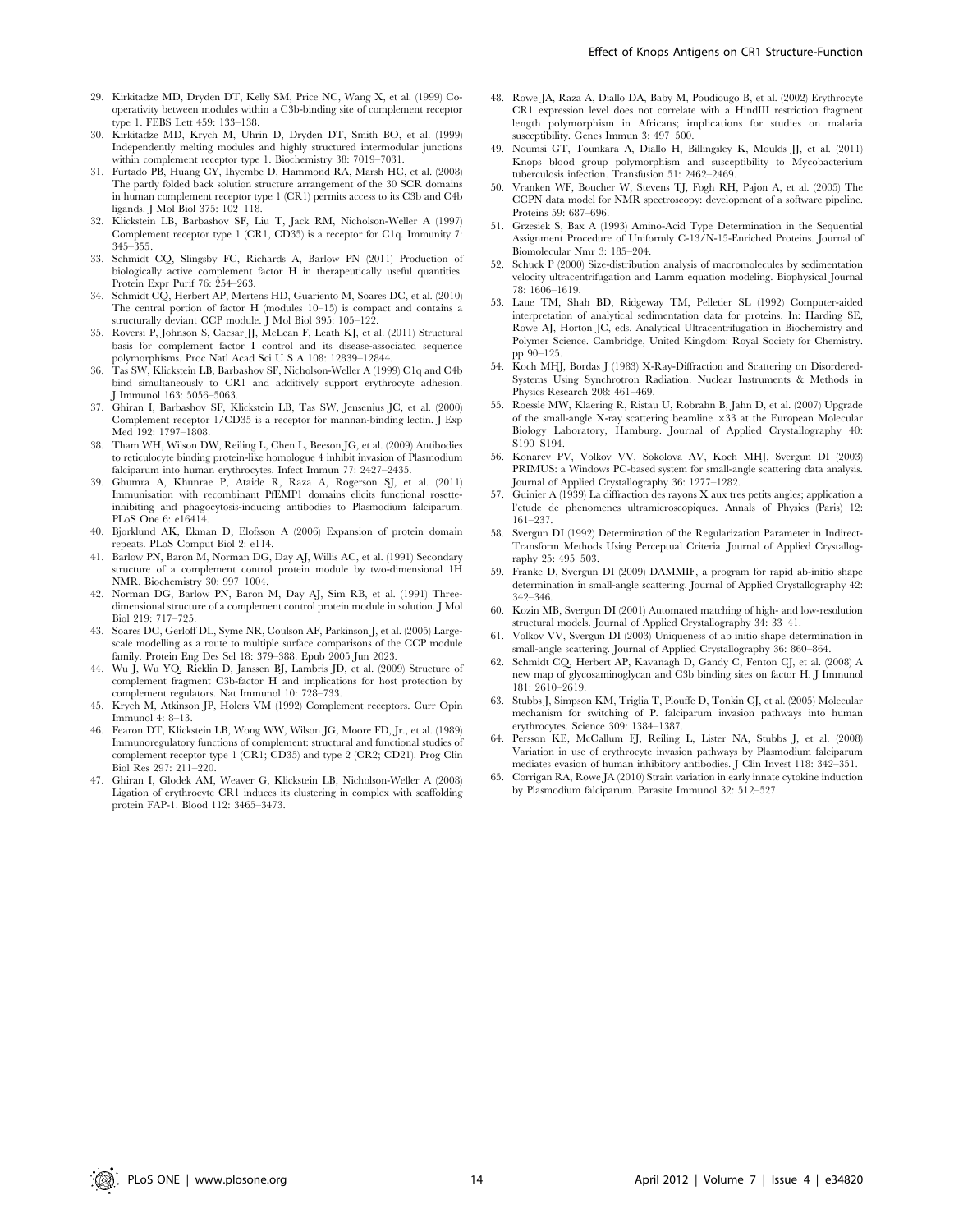29. Kirkitadze MD, Dryden DT, Kelly SM, Price NC, Wang X, et al. (1999) Co-operativity between modules within a C3b-binding site of complement receptor type 1. FEBS Lett 459: 133–138.
30. Kirkitadze MD, Krych M, Uhrin D, Dryden DT, Smith BO, et al. (1999) Independently melting modules and highly structured intermodular junctions within complement receptor type 1. Biochemistry 38: 7019–7031.
31. Furtado PB, Huang CY, Ihyembe D, Hammond RA, Marsh HC, et al. (2008) The partly folded back solution structure arrangement of the 30 SCR domains in human complement receptor type 1 (CR1) permits access to its C3b and C4b ligands. J Mol Biol 375: 102–118.
32. Klickstein LB, Barbashov SF, Liu T, Jack RM, Nicholson-Weller A (1997) Complement receptor type 1 (CR1, CD35) is a receptor for C1q. Immunity 7: 345–355.
33. Schmidt CQ, Slingsby FC, Richards A, Barlow PN (2011) Production of biologically active complement factor H in therapeutically useful quantities. Protein Expr Purif 76: 254–263.
34. Schmidt CQ, Herbert AP, Mertens HD, Guariento M, Soares DC, et al. (2010) The central portion of factor H (modules 10–15) is compact and contains a structurally deviant CCP module. J Mol Biol 395: 105–122.
35. Roversi P, Johnson S, Caesar JJ, McLean F, Leath KJ, et al. (2011) Structural basis for complement factor I control and its disease-associated sequence polymorphisms. Proc Natl Acad Sci U S A 108: 12839–12844.
36. Tas SW, Klickstein LB, Barbashov SF, Nicholson-Weller A (1999) C1q and C4b bind simultaneously to CR1 and additively support erythrocyte adhesion. J Immunol 163: 5056–5063.
37. Ghiran I, Barbashov SF, Klickstein LB, Tas SW, Jensenius JC, et al. (2000) Complement receptor 1/CD35 is a receptor for mannan-binding lectin. J Exp Med 192: 1797–1808.
38. Tham WH, Wilson DW, Reiling L, Chen L, Beeson JG, et al. (2009) Antibodies to reticulocyte binding protein-like homologue 4 inhibit invasion of Plasmodium falciparum into human erythrocytes. Infect Immun 77: 2427–2435.
39. Ghumra A, Khunrae P, Ataide R, Raza A, Rogerson SJ, et al. (2011) Immunisation with recombinant PfEMP1 domains elicits functional rosette-inhibiting and phagocytosis-inducing antibodies to Plasmodium falciparum. PLoS One 6: e16414.
40. Bjorklund AK, Ekman D, Elofsson A (2006) Expansion of protein domain repeats. PLoS Comput Biol 2: e114.
41. Barlow PN, Baron M, Norman DG, Day AJ, Willis AC, et al. (1991) Secondary structure of a complement control protein module by two-dimensional 1H NMR. Biochemistry 30: 997–1004.
42. Norman DG, Barlow PN, Baron M, Day AJ, Sim RB, et al. (1991) Three-dimensional structure of a complement control protein module in solution. J Mol Biol 219: 717–725.
43. Soares DC, Gerloff DL, Syme NR, Coulson AF, Parkinson J, et al. (2005) Large-scale modelling as a route to multiple surface comparisons of the CCP module family. Protein Eng Des Sel 18: 379–388. Epub 2005 Jun 2023.
44. Wu J, Wu YQ, Ricklin D, Janssen BJ, Lambris JD, et al. (2009) Structure of complement fragment C3b-factor H and implications for host protection by complement regulators. Nat Immunol 10: 728–733.
45. Krych M, Atkinson JP, Holers VM (1992) Complement receptors. Curr Opin Immunol 4: 8–13.
46. Fearon DT, Klickstein LB, Wong WW, Wilson JG, Moore FD, Jr., et al. (1989) Immunoregulatory functions of complement: structural and functional studies of complement receptor type 1 (CR1; CD35) and type 2 (CR2; CD21). Prog Clin Biol Res 297: 211–220.
47. Ghiran I, Glodek AM, Weaver G, Klickstein LB, Nicholson-Weller A (2008) Ligation of erythrocyte CR1 induces its clustering in complex with scaffolding protein FAP-1. Blood 112: 3465–3473.
48. Rowe JA, Raza A, Diallo DA, Baby M, Poudiougo B, et al. (2002) Erythrocyte CR1 expression level does not correlate with a HindIII restriction fragment length polymorphism in Africans; implications for studies on malaria susceptibility. Genes Immun 3: 497–500.
49. Noumsi GT, Tounkara A, Diallo H, Billingsley K, Moulds JJ, et al. (2011) Knops blood group polymorphism and susceptibility to Mycobacterium tuberculosis infection. Transfusion 51: 2462–2469.
50. Vranken WF, Boucher W, Stevens TJ, Fogh RH, Pajon A, et al. (2005) The CCPN data model for NMR spectroscopy: development of a software pipeline. Proteins 59: 687–696.
51. Grzesiek S, Bax A (1993) Amino-Acid Type Determination in the Sequential Assignment Procedure of Uniformly C-13/N-15-Enriched Proteins. Journal of Biomolecular Nmr 3: 185–204.
52. Schuck P (2000) Size-distribution analysis of macromolecules by sedimentation velocity ultracentrifugation and Lamm equation modeling. Biophysical Journal 78: 1606–1619.
53. Laue TM, Shah BD, Ridgeway TM, Pelletier SL (1992) Computer-aided interpretation of analytical sedimentation data for proteins. In: Harding SE, Rowe AJ, Horton JC, eds. Analytical Ultracentrifugation in Biochemistry and Polymer Science. Cambridge, United Kingdom: Royal Society for Chemistry. pp 90–125.
54. Koch MHJ, Bordas J (1983) X-Ray-Diffraction and Scattering on Disordered-Systems Using Synchrotron Radiation. Nuclear Instruments & Methods in Physics Research 208: 461–469.
55. Roessle MW, Klaering R, Ristau U, Robrahn B, Jahn D, et al. (2007) Upgrade of the small-angle X-ray scattering beamline ×33 at the European Molecular Biology Laboratory, Hamburg. Journal of Applied Crystallography 40: S190–S194.
56. Konarev PV, Volkov VV, Sokolova AV, Koch MHJ, Svergun DI (2003) PRIMUS: a Windows PC-based system for small-angle scattering data analysis. Journal of Applied Crystallography 36: 1277–1282.
57. Guinier A (1939) La diffraction des rayons X aux tres petits angles; application a l'etude de phenomenes ultramicroscopiques. Annals of Physics (Paris) 12: 161–237.
58. Svergun DI (1992) Determination of the Regularization Parameter in Indirect-Transform Methods Using Perceptual Criteria. Journal of Applied Crystallography 25: 495–503.
59. Franke D, Svergun DI (2009) DAMMIF, a program for rapid ab-initio shape determination in small-angle scattering. Journal of Applied Crystallography 42: 342–346.
60. Kozin MB, Svergun DI (2001) Automated matching of high- and low-resolution structural models. Journal of Applied Crystallography 34: 33–41.
61. Volkov VV, Svergun DI (2003) Uniqueness of ab initio shape determination in small-angle scattering. Journal of Applied Crystallography 36: 860–864.
62. Schmidt CQ, Herbert AP, Kavanagh D, Gandy C, Fenton CJ, et al. (2008) A new map of glycosaminoglycan and C3b binding sites on factor H. J Immunol 181: 2610–2619.
63. Stubbs J, Simpson KM, Triglia T, Plouffe D, Tonkin CJ, et al. (2005) Molecular mechanism for switching of P. falciparum invasion pathways into human erythrocytes. Science 309: 1384–1387.
64. Persson KE, McCallum FJ, Reiling L, Lister NA, Stubbs J, et al. (2008) Variation in use of erythrocyte invasion pathways by Plasmodium falciparum mediates evasion of human inhibitory antibodies. J Clin Invest 118: 342–351.
65. Corrigan RA, Rowe JA (2010) Strain variation in early innate cytokine induction by Plasmodium falciparum. Parasite Immunol 32: 512–527.